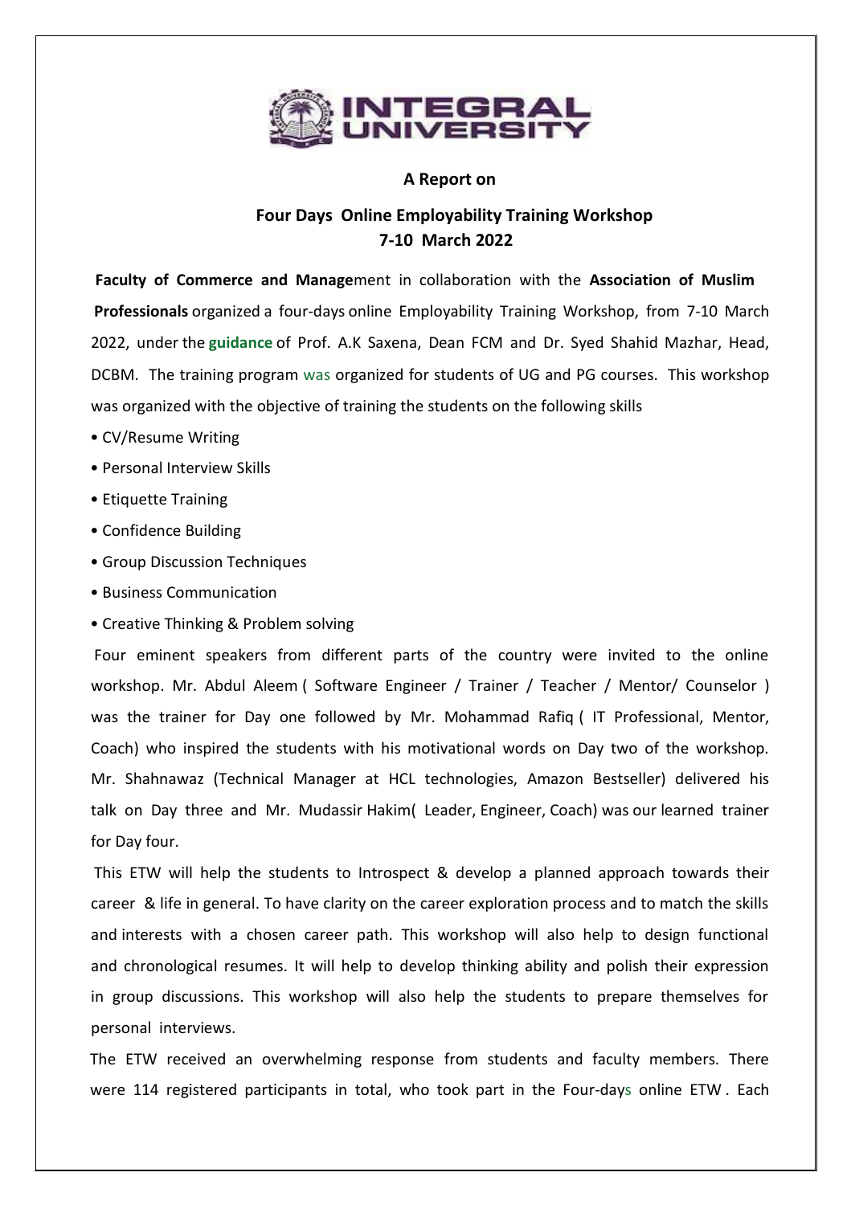INTEGRAL UNIVERSITY

**A Report on**

**Four Days Online Employability Training Workshop**
**7-10 March 2022**

**Faculty of Commerce and Manage**ment in collaboration with the **Association of Muslim Professionals** organized a four-days online Employability Training Workshop, from 7-10 March 2022, under the **guidance** of Prof. A.K Saxena, Dean FCM and Dr. Syed Shahid Mazhar, Head, DCBM. The training program was organized for students of UG and PG courses. This workshop was organized with the objective of training the students on the following skills

- CV/Resume Writing
- Personal Interview Skills
- Etiquette Training
- Confidence Building
- Group Discussion Techniques
- Business Communication
- Creative Thinking & Problem solving

Four eminent speakers from different parts of the country were invited to the online workshop. Mr. Abdul Aleem ( Software Engineer / Trainer / Teacher / Mentor/ Counselor ) was the trainer for Day one followed by Mr. Mohammad Rafiq ( IT Professional, Mentor, Coach) who inspired the students with his motivational words on Day two of the workshop. Mr. Shahnawaz (Technical Manager at HCL technologies, Amazon Bestseller) delivered his talk on Day three and Mr. Mudassir Hakim( Leader, Engineer, Coach) was our learned trainer for Day four.

This ETW will help the students to Introspect & develop a planned approach towards their career & life in general. To have clarity on the career exploration process and to match the skills and interests with a chosen career path. This workshop will also help to design functional and chronological resumes. It will help to develop thinking ability and polish their expression in group discussions. This workshop will also help the students to prepare themselves for personal interviews.

The ETW received an overwhelming response from students and faculty members. There were 114 registered participants in total, who took part in the Four-days online ETW . Each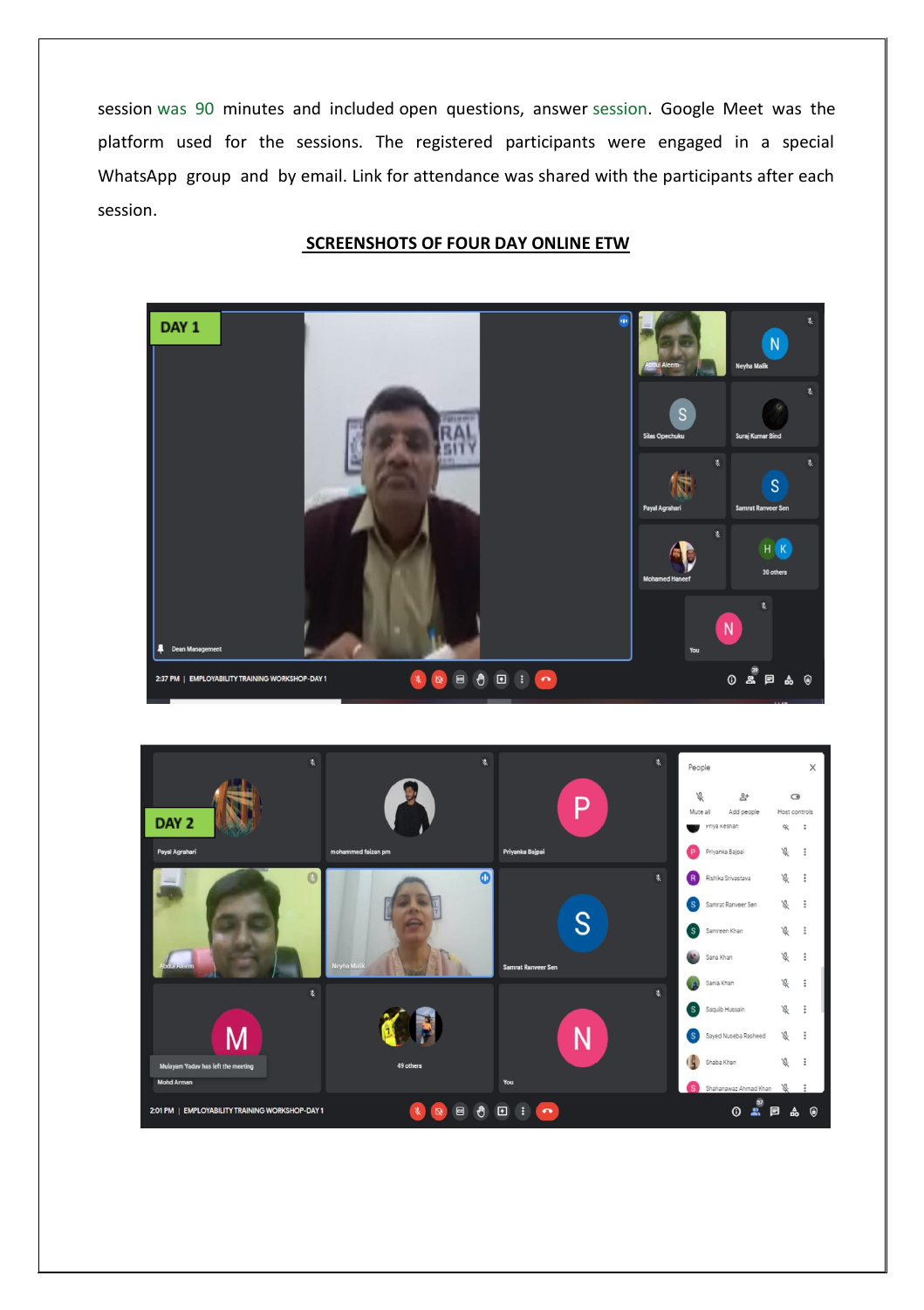session was 90 minutes and included open questions, answer session. Google Meet was the platform used for the sessions. The registered participants were engaged in a special WhatsApp group and by email. Link for attendance was shared with the participants after each session.

## SCREENSHOTS OF FOUR DAY ONLINE ETW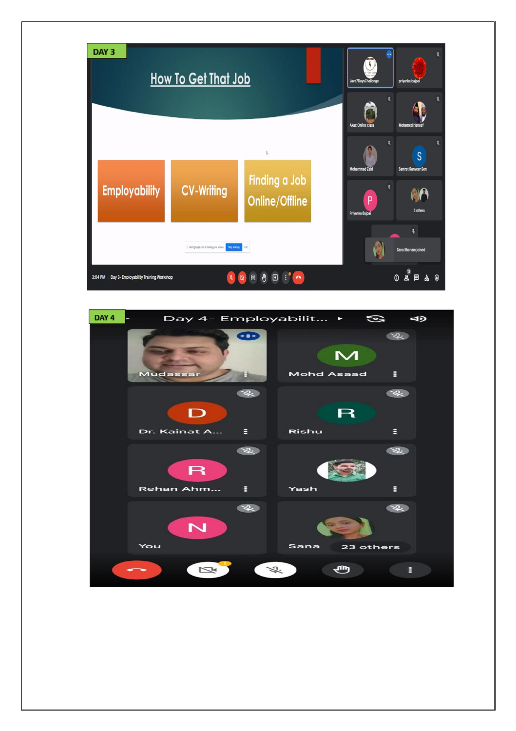DAY 3

DAY 4